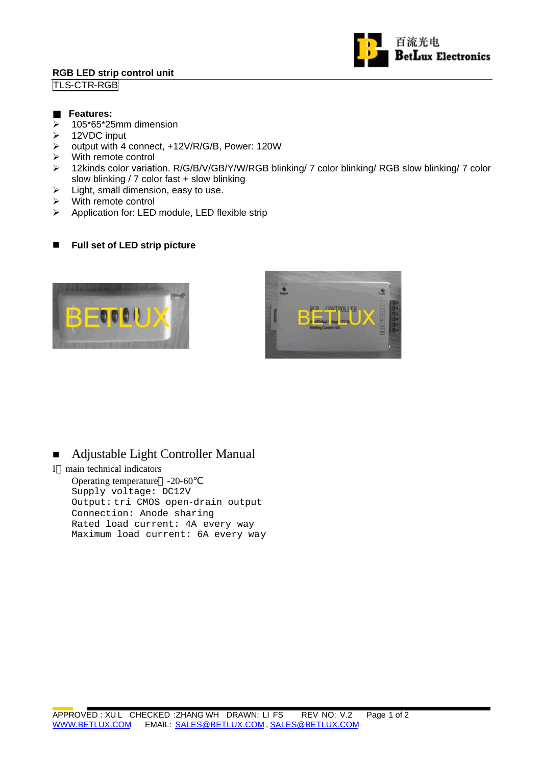百流光电
BetLux Electronics

**RGB LED strip control unit**

TLS-CTR-RGB

## Features:

- 105*65*25mm dimension
- 12VDC input
- output with 4 connect, +12V/R/G/B, Power: 120W
- With remote control
- 12kinds color variation. R/G/B/V/GB/Y/W/RGB blinking/ 7 color blinking/ RGB slow blinking/ 7 color slow blinking / 7 color fast + slow blinking
- Light, small dimension, easy to use.
- With remote control
- Application for: LED module, LED flexible strip

## Full set of LED strip picture

## Adjustable Light Controller Manual

I main technical indicators

Operating temperature -20-60℃
Supply voltage: DC12V
Output: tri CMOS open-drain output
Connection: Anode sharing
Rated load current: 4A every way
Maximum load current: 6A every way

APPROVED : XU L CHECKED :ZHANG WH DRAWN: LI FS REV NO: V.2

WWW.BETLUX.COM EMAIL: SALES@BETLUX.COM , SALES@BETLUX.COM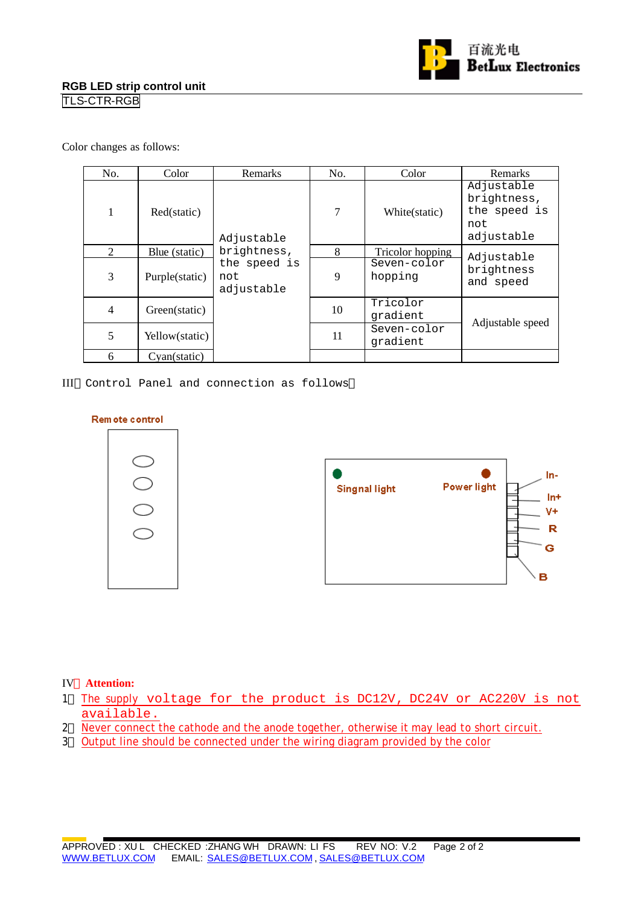**RGB LED strip control unit**

TLS-CTR-RGB

Color changes as follows:

| No. | Color | Remarks | No. | Color | Remarks |
|---|---|---|---|---|---|
| 1 | Red(static) | Adjustable brightness, the speed is not adjustable | 7 | White(static) | Adjustable brightness, the speed is not adjustable |
| 2 | Blue (static) | | 8 | Tricolor hopping | Adjustable brightness and speed |
| 3 | Purple(static) | | 9 | Seven-color hopping | |
| 4 | Green(static) | | 10 | Tricolor gradient | Adjustable speed |
| 5 | Yellow(static) | | 11 | Seven-color gradient | |
| 6 | Cyan(static) | | | | |

III、Control Panel and connection as follows：

Remote control

Singnal light

Power light

In-

In+

V+

R

G

B

IV、**Attention:**

1、The supply voltage for the product is DC12V, DC24V or AC220V is not available.

2、Never connect the cathode and the anode together, otherwise it may lead to short circuit.

3、Output line should be connected under the wiring diagram provided by the color

APPROVED : XU L CHECKED :ZHANG WH DRAWN: LI FS REV NO: V.2

WWW.BETLUX.COM EMAIL: SALES@BETLUX.COM , SALES@BETLUX.COM